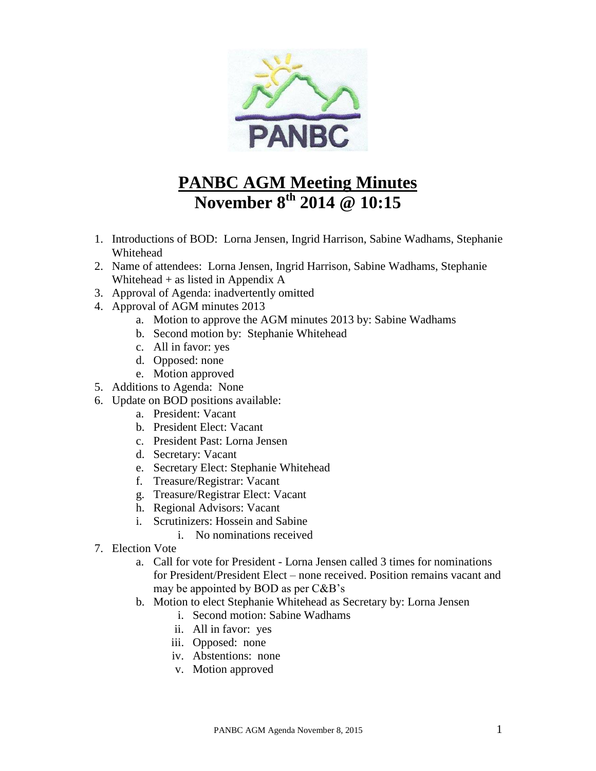# PANBC AGM Meeting Minutes
# November 8th 2014 @ 10:15

1. Introductions of BOD: Lorna Jensen, Ingrid Harrison, Sabine Wadhams, Stephanie Whitehead
2. Name of attendees: Lorna Jensen, Ingrid Harrison, Sabine Wadhams, Stephanie Whitehead + as listed in Appendix A
3. Approval of Agenda: inadvertently omitted
4. Approval of AGM minutes 2013
   a. Motion to approve the AGM minutes 2013 by: Sabine Wadhams
   b. Second motion by: Stephanie Whitehead
   c. All in favor: yes
   d. Opposed: none
   e. Motion approved
5. Additions to Agenda: None
6. Update on BOD positions available:
   a. President: Vacant
   b. President Elect: Vacant
   c. President Past: Lorna Jensen
   d. Secretary: Vacant
   e. Secretary Elect: Stephanie Whitehead
   f. Treasure/Registrar: Vacant
   g. Treasure/Registrar Elect: Vacant
   h. Regional Advisors: Vacant
   i. Scrutinizers: Hossein and Sabine
      i. No nominations received
7. Election Vote
   a. Call for vote for President - Lorna Jensen called 3 times for nominations for President/President Elect – none received. Position remains vacant and may be appointed by BOD as per C&B's
   b. Motion to elect Stephanie Whitehead as Secretary by: Lorna Jensen
      i. Second motion: Sabine Wadhams
      ii. All in favor: yes
      iii. Opposed: none
      iv. Abstentions: none
      v. Motion approved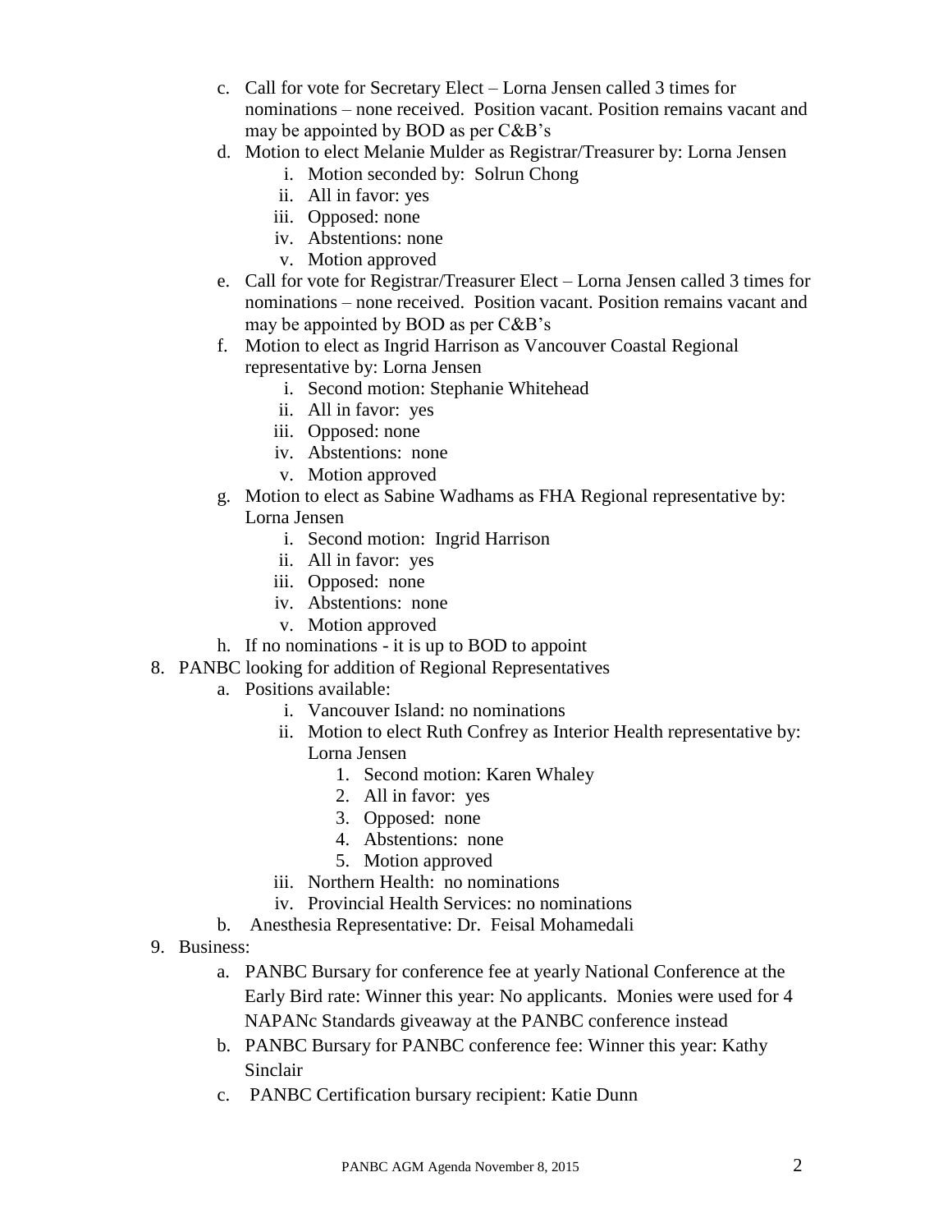c. Call for vote for Secretary Elect – Lorna Jensen called 3 times for nominations – none received. Position vacant. Position remains vacant and may be appointed by BOD as per C&B's
   d. Motion to elect Melanie Mulder as Registrar/Treasurer by: Lorna Jensen
      i. Motion seconded by: Solrun Chong
      ii. All in favor: yes
      iii. Opposed: none
      iv. Abstentions: none
      v. Motion approved
   e. Call for vote for Registrar/Treasurer Elect – Lorna Jensen called 3 times for nominations – none received. Position vacant. Position remains vacant and may be appointed by BOD as per C&B's
   f. Motion to elect as Ingrid Harrison as Vancouver Coastal Regional representative by: Lorna Jensen
      i. Second motion: Stephanie Whitehead
      ii. All in favor: yes
      iii. Opposed: none
      iv. Abstentions: none
      v. Motion approved
   g. Motion to elect as Sabine Wadhams as FHA Regional representative by: Lorna Jensen
      i. Second motion: Ingrid Harrison
      ii. All in favor: yes
      iii. Opposed: none
      iv. Abstentions: none
      v. Motion approved
   h. If no nominations - it is up to BOD to appoint

8. PANBC looking for addition of Regional Representatives
   a. Positions available:
      i. Vancouver Island: no nominations
      ii. Motion to elect Ruth Confrey as Interior Health representative by: Lorna Jensen
         1. Second motion: Karen Whaley
         2. All in favor: yes
         3. Opposed: none
         4. Abstentions: none
         5. Motion approved
      iii. Northern Health: no nominations
      iv. Provincial Health Services: no nominations
   b. Anesthesia Representative: Dr. Feisal Mohamedali

9. Business:
   a. PANBC Bursary for conference fee at yearly National Conference at the Early Bird rate: Winner this year: No applicants. Monies were used for 4 NAPANc Standards giveaway at the PANBC conference instead
   b. PANBC Bursary for PANBC conference fee: Winner this year: Kathy Sinclair
   c. PANBC Certification bursary recipient: Katie Dunn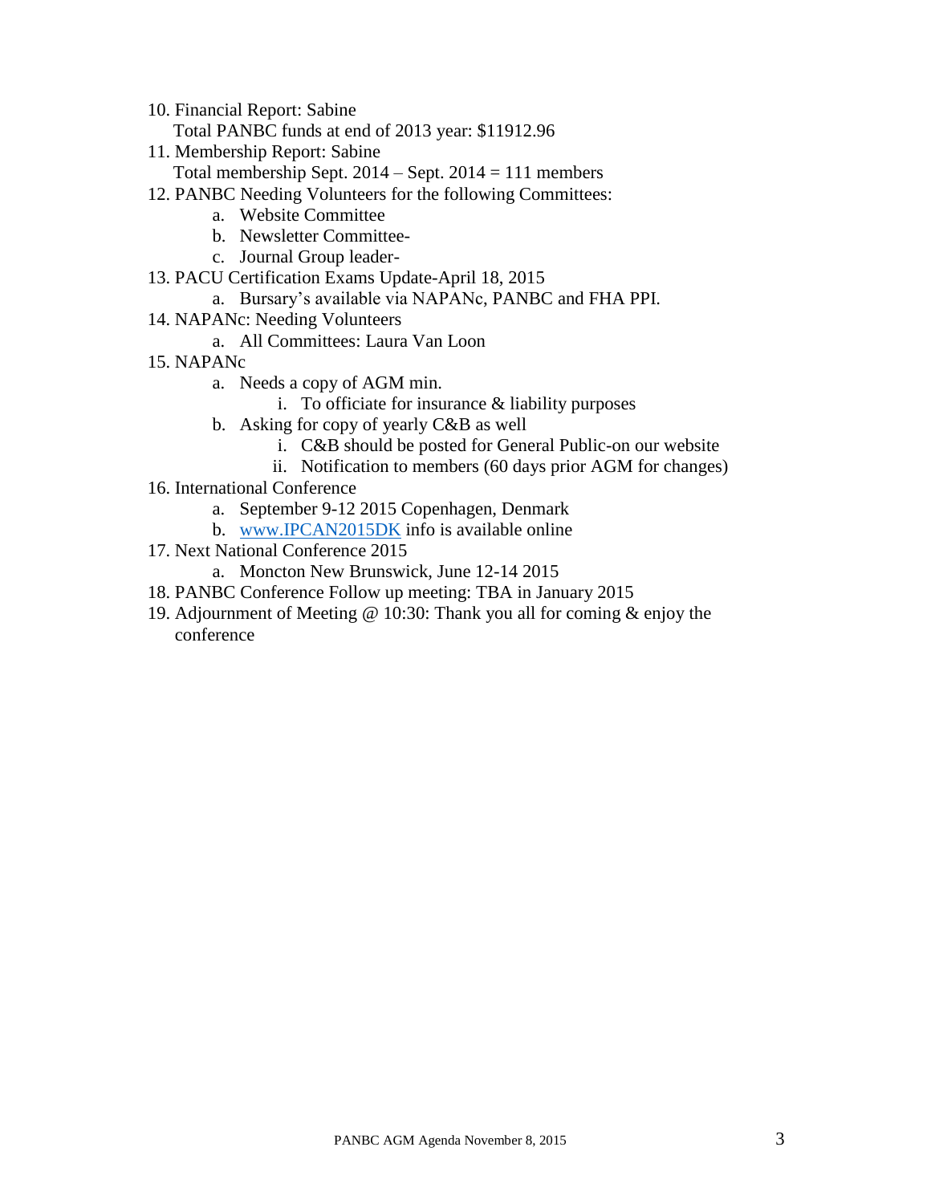10. Financial Report: Sabine
    Total PANBC funds at end of 2013 year: $11912.96
11. Membership Report: Sabine
    Total membership Sept. 2014 – Sept. 2014 = 111 members
12. PANBC Needing Volunteers for the following Committees:
    a. Website Committee
    b. Newsletter Committee-
    c. Journal Group leader-
13. PACU Certification Exams Update-April 18, 2015
    a. Bursary's available via NAPANc, PANBC and FHA PPI.
14. NAPANc: Needing Volunteers
    a. All Committees: Laura Van Loon
15. NAPANc
    a. Needs a copy of AGM min.
        i. To officiate for insurance & liability purposes
    b. Asking for copy of yearly C&B as well
        i. C&B should be posted for General Public-on our website
        ii. Notification to members (60 days prior AGM for changes)
16. International Conference
    a. September 9-12 2015 Copenhagen, Denmark
    b. www.IPCAN2015DK info is available online
17. Next National Conference 2015
    a. Moncton New Brunswick, June 12-14 2015
18. PANBC Conference Follow up meeting: TBA in January 2015
19. Adjournment of Meeting @ 10:30: Thank you all for coming & enjoy the conference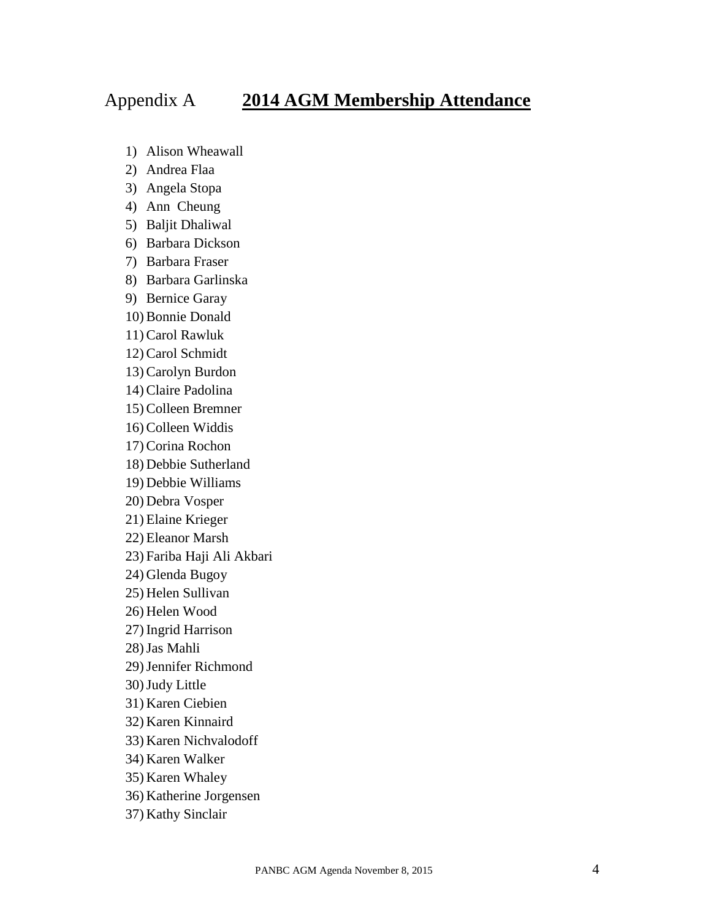# Appendix A **2014 AGM Membership Attendance**

1) Alison Wheawall
2) Andrea Flaa
3) Angela Stopa
4) Ann Cheung
5) Baljit Dhaliwal
6) Barbara Dickson
7) Barbara Fraser
8) Barbara Garlinska
9) Bernice Garay
10) Bonnie Donald
11) Carol Rawluk
12) Carol Schmidt
13) Carolyn Burdon
14) Claire Padolina
15) Colleen Bremner
16) Colleen Widdis
17) Corina Rochon
18) Debbie Sutherland
19) Debbie Williams
20) Debra Vosper
21) Elaine Krieger
22) Eleanor Marsh
23) Fariba Haji Ali Akbari
24) Glenda Bugoy
25) Helen Sullivan
26) Helen Wood
27) Ingrid Harrison
28) Jas Mahli
29) Jennifer Richmond
30) Judy Little
31) Karen Ciebien
32) Karen Kinnaird
33) Karen Nichvalodoff
34) Karen Walker
35) Karen Whaley
36) Katherine Jorgensen
37) Kathy Sinclair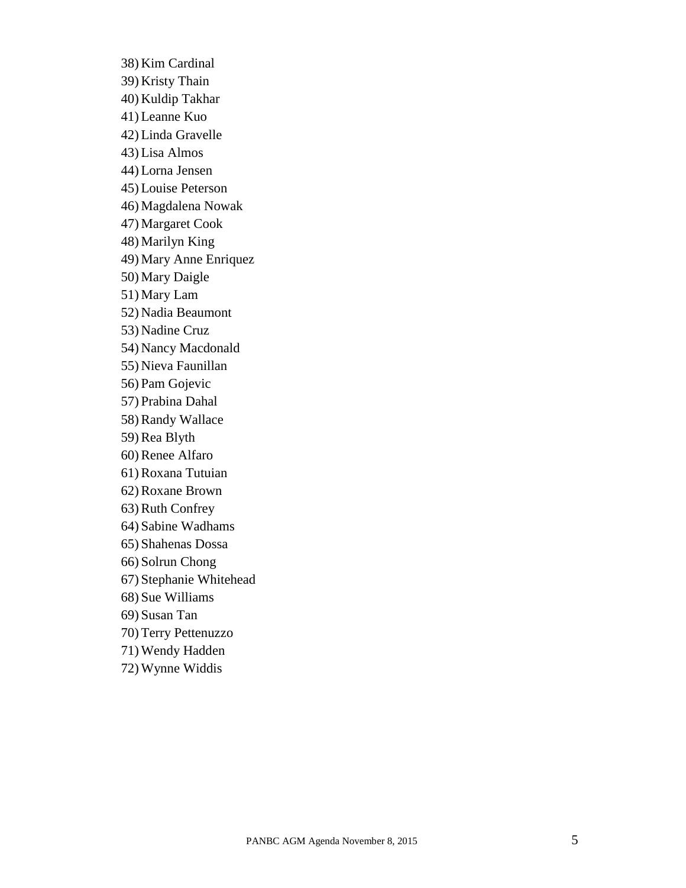38) Kim Cardinal
39) Kristy Thain
40) Kuldip Takhar
41) Leanne Kuo
42) Linda Gravelle
43) Lisa Almos
44) Lorna Jensen
45) Louise Peterson
46) Magdalena Nowak
47) Margaret Cook
48) Marilyn King
49) Mary Anne Enriquez
50) Mary Daigle
51) Mary Lam
52) Nadia Beaumont
53) Nadine Cruz
54) Nancy Macdonald
55) Nieva Faunillan
56) Pam Gojevic
57) Prabina Dahal
58) Randy Wallace
59) Rea Blyth
60) Renee Alfaro
61) Roxana Tutuian
62) Roxane Brown
63) Ruth Confrey
64) Sabine Wadhams
65) Shahenas Dossa
66) Solrun Chong
67) Stephanie Whitehead
68) Sue Williams
69) Susan Tan
70) Terry Pettenuzzo
71) Wendy Hadden
72) Wynne Widdis